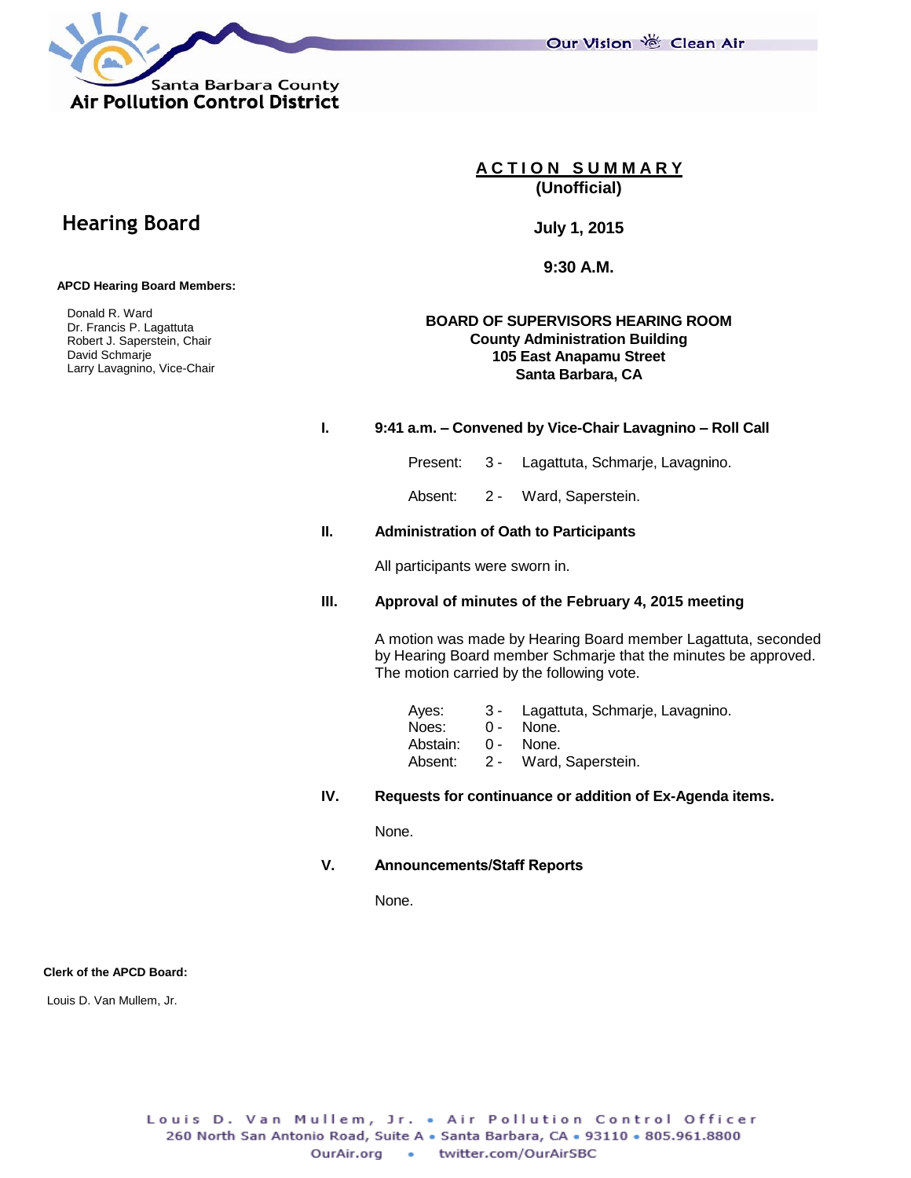Santa Barbara County
**Air Pollution Control District**

Our Vision — Clean Air

## Hearing Board

**APCD Hearing Board Members:**

Donald R. Ward
Dr. Francis P. Lagattuta
Robert J. Saperstein, Chair
David Schmarje
Larry Lavagnino, Vice-Chair

**Clerk of the APCD Board:**

Louis D. Van Mullem, Jr.

# ACTION SUMMARY
**(Unofficial)**

**July 1, 2015**

**9:30 A.M.**

**BOARD OF SUPERVISORS HEARING ROOM**
**County Administration Building**
**105 East Anapamu Street**
**Santa Barbara, CA**

**I. 9:41 a.m. – Convened by Vice-Chair Lavagnino – Roll Call**

Present: 3 - Lagattuta, Schmarje, Lavagnino.

Absent: 2 - Ward, Saperstein.

**II. Administration of Oath to Participants**

All participants were sworn in.

**III. Approval of minutes of the February 4, 2015 meeting**

A motion was made by Hearing Board member Lagattuta, seconded by Hearing Board member Schmarje that the minutes be approved. The motion carried by the following vote.

Ayes: 3 - Lagattuta, Schmarje, Lavagnino.
Noes: 0 - None.
Abstain: 0 - None.
Absent: 2 - Ward, Saperstein.

**IV. Requests for continuance or addition of Ex-Agenda items.**

None.

**V. Announcements/Staff Reports**

None.

Louis D. Van Mullem, Jr. • Air Pollution Control Officer
260 North San Antonio Road, Suite A • Santa Barbara, CA • 93110 • 805.961.8800
OurAir.org • twitter.com/OurAirSBC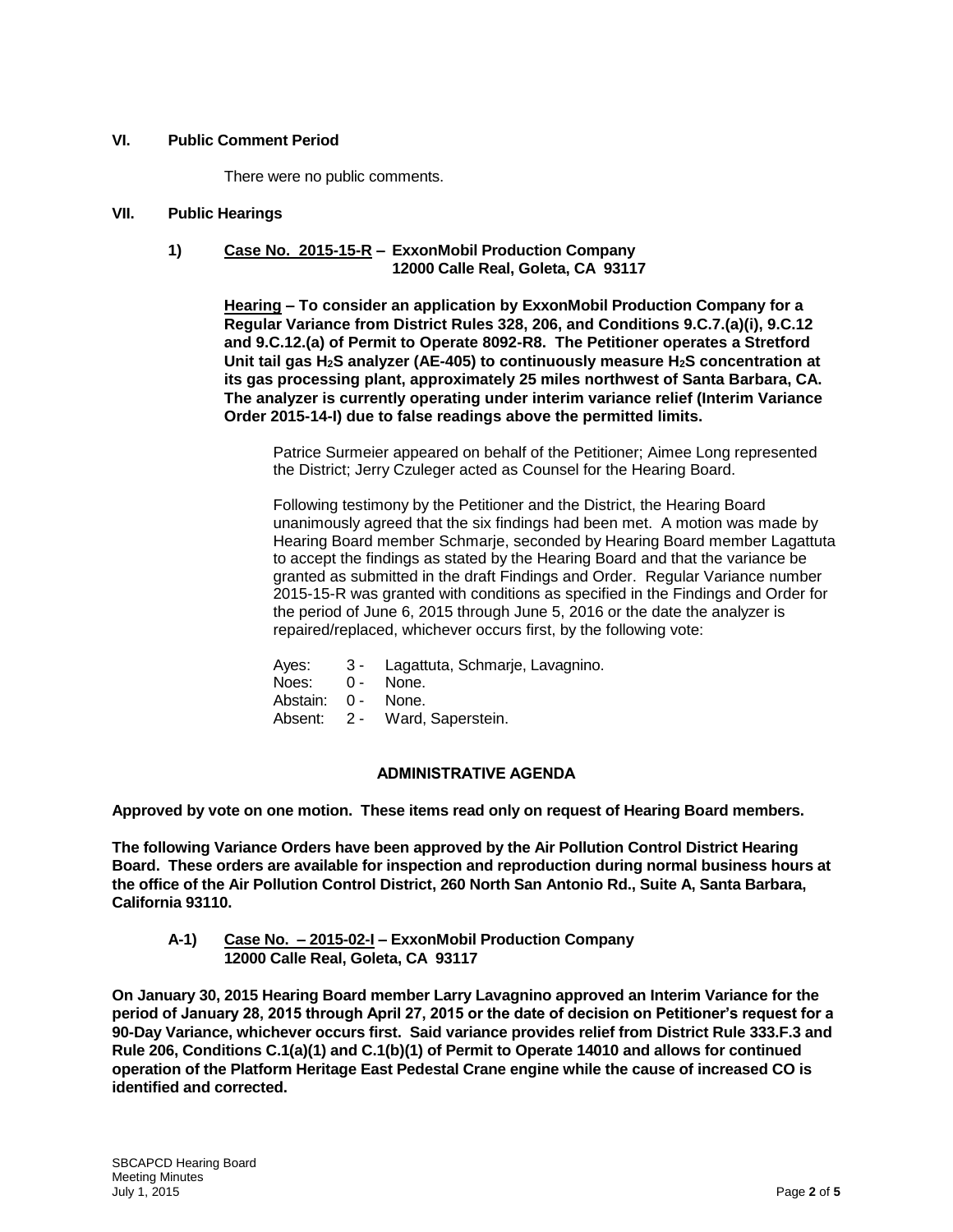## VI. Public Comment Period

There were no public comments.

## VII. Public Hearings

**1) <u>Case No. 2015-15-R</u> – ExxonMobil Production Company**
**12000 Calle Real, Goleta, CA 93117**

**<u>Hearing</u> – To consider an application by ExxonMobil Production Company for a Regular Variance from District Rules 328, 206, and Conditions 9.C.7.(a)(i), 9.C.12 and 9.C.12.(a) of Permit to Operate 8092-R8. The Petitioner operates a Stretford Unit tail gas $H_2S$ analyzer (AE-405) to continuously measure $H_2S$ concentration at its gas processing plant, approximately 25 miles northwest of Santa Barbara, CA. The analyzer is currently operating under interim variance relief (Interim Variance Order 2015-14-I) due to false readings above the permitted limits.**

Patrice Surmeier appeared on behalf of the Petitioner; Aimee Long represented the District; Jerry Czuleger acted as Counsel for the Hearing Board.

Following testimony by the Petitioner and the District, the Hearing Board unanimously agreed that the six findings had been met. A motion was made by Hearing Board member Schmarje, seconded by Hearing Board member Lagattuta to accept the findings as stated by the Hearing Board and that the variance be granted as submitted in the draft Findings and Order. Regular Variance number 2015-15-R was granted with conditions as specified in the Findings and Order for the period of June 6, 2015 through June 5, 2016 or the date the analyzer is repaired/replaced, whichever occurs first, by the following vote:

Ayes: 3 - Lagattuta, Schmarje, Lavagnino.
Noes: 0 - None.
Abstain: 0 - None.
Absent: 2 - Ward, Saperstein.

## ADMINISTRATIVE AGENDA

**Approved by vote on one motion. These items read only on request of Hearing Board members.**

**The following Variance Orders have been approved by the Air Pollution Control District Hearing Board. These orders are available for inspection and reproduction during normal business hours at the office of the Air Pollution Control District, 260 North San Antonio Rd., Suite A, Santa Barbara, California 93110.**

**A-1) <u>Case No. – 2015-02-I</u> – ExxonMobil Production Company**
**12000 Calle Real, Goleta, CA 93117**

**On January 30, 2015 Hearing Board member Larry Lavagnino approved an Interim Variance for the period of January 28, 2015 through April 27, 2015 or the date of decision on Petitioner's request for a 90-Day Variance, whichever occurs first. Said variance provides relief from District Rule 333.F.3 and Rule 206, Conditions C.1(a)(1) and C.1(b)(1) of Permit to Operate 14010 and allows for continued operation of the Platform Heritage East Pedestal Crane engine while the cause of increased CO is identified and corrected.**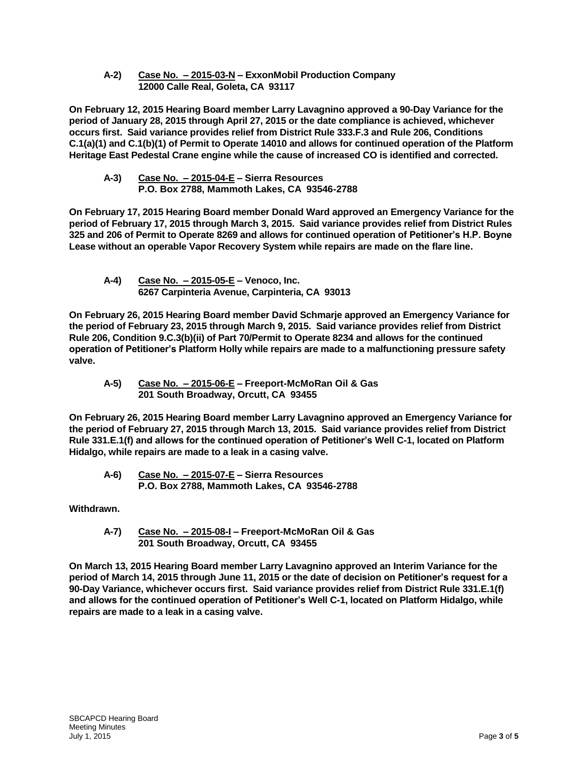**A-2) <u>Case No. – 2015-03-N</u> – ExxonMobil Production Company**
**12000 Calle Real, Goleta, CA 93117**

**On February 12, 2015 Hearing Board member Larry Lavagnino approved a 90-Day Variance for the period of January 28, 2015 through April 27, 2015 or the date compliance is achieved, whichever occurs first. Said variance provides relief from District Rule 333.F.3 and Rule 206, Conditions C.1(a)(1) and C.1(b)(1) of Permit to Operate 14010 and allows for continued operation of the Platform Heritage East Pedestal Crane engine while the cause of increased CO is identified and corrected.**

**A-3) <u>Case No. – 2015-04-E</u> – Sierra Resources**
**P.O. Box 2788, Mammoth Lakes, CA 93546-2788**

**On February 17, 2015 Hearing Board member Donald Ward approved an Emergency Variance for the period of February 17, 2015 through March 3, 2015. Said variance provides relief from District Rules 325 and 206 of Permit to Operate 8269 and allows for continued operation of Petitioner's H.P. Boyne Lease without an operable Vapor Recovery System while repairs are made on the flare line.**

**A-4) <u>Case No. – 2015-05-E</u> – Venoco, Inc.**
**6267 Carpinteria Avenue, Carpinteria, CA 93013**

**On February 26, 2015 Hearing Board member David Schmarje approved an Emergency Variance for the period of February 23, 2015 through March 9, 2015. Said variance provides relief from District Rule 206, Condition 9.C.3(b)(ii) of Part 70/Permit to Operate 8234 and allows for the continued operation of Petitioner's Platform Holly while repairs are made to a malfunctioning pressure safety valve.**

**A-5) <u>Case No. – 2015-06-E</u> – Freeport-McMoRan Oil & Gas**
**201 South Broadway, Orcutt, CA 93455**

**On February 26, 2015 Hearing Board member Larry Lavagnino approved an Emergency Variance for the period of February 27, 2015 through March 13, 2015. Said variance provides relief from District Rule 331.E.1(f) and allows for the continued operation of Petitioner's Well C-1, located on Platform Hidalgo, while repairs are made to a leak in a casing valve.**

**A-6) <u>Case No. – 2015-07-E</u> – Sierra Resources**
**P.O. Box 2788, Mammoth Lakes, CA 93546-2788**

**Withdrawn.**

**A-7) <u>Case No. – 2015-08-I</u> – Freeport-McMoRan Oil & Gas**
**201 South Broadway, Orcutt, CA 93455**

**On March 13, 2015 Hearing Board member Larry Lavagnino approved an Interim Variance for the period of March 14, 2015 through June 11, 2015 or the date of decision on Petitioner's request for a 90-Day Variance, whichever occurs first. Said variance provides relief from District Rule 331.E.1(f) and allows for the continued operation of Petitioner's Well C-1, located on Platform Hidalgo, while repairs are made to a leak in a casing valve.**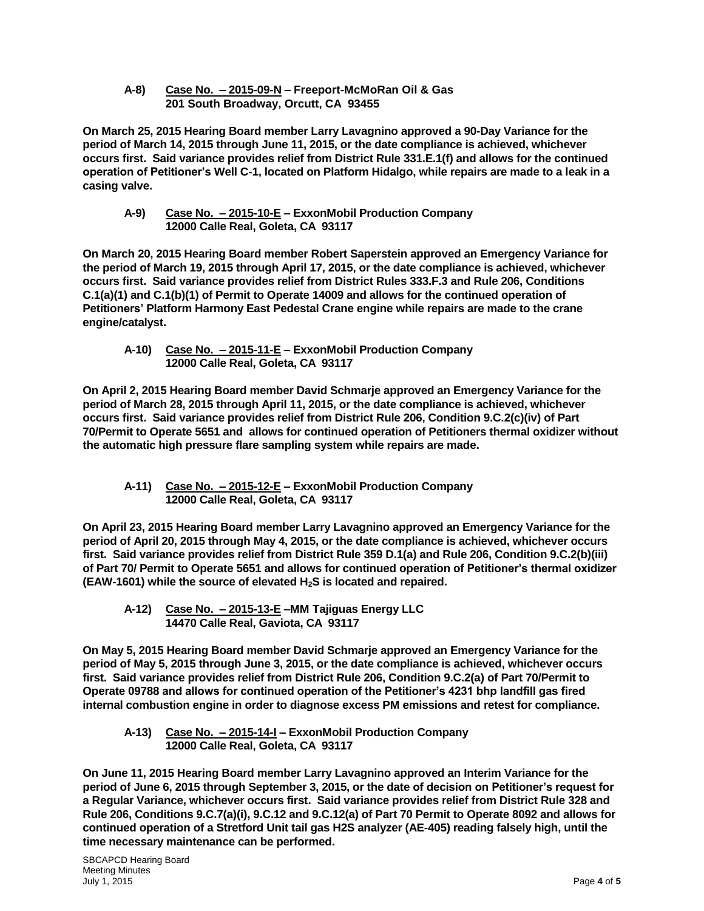**A-8) <u>Case No. – 2015-09-N</u> – Freeport-McMoRan Oil & Gas**
**201 South Broadway, Orcutt, CA 93455**

**On March 25, 2015 Hearing Board member Larry Lavagnino approved a 90-Day Variance for the period of March 14, 2015 through June 11, 2015, or the date compliance is achieved, whichever occurs first. Said variance provides relief from District Rule 331.E.1(f) and allows for the continued operation of Petitioner's Well C-1, located on Platform Hidalgo, while repairs are made to a leak in a casing valve.**

**A-9) <u>Case No. – 2015-10-E</u> – ExxonMobil Production Company**
**12000 Calle Real, Goleta, CA 93117**

**On March 20, 2015 Hearing Board member Robert Saperstein approved an Emergency Variance for the period of March 19, 2015 through April 17, 2015, or the date compliance is achieved, whichever occurs first. Said variance provides relief from District Rules 333.F.3 and Rule 206, Conditions C.1(a)(1) and C.1(b)(1) of Permit to Operate 14009 and allows for the continued operation of Petitioners' Platform Harmony East Pedestal Crane engine while repairs are made to the crane engine/catalyst.**

**A-10) <u>Case No. – 2015-11-E</u> – ExxonMobil Production Company**
**12000 Calle Real, Goleta, CA 93117**

**On April 2, 2015 Hearing Board member David Schmarje approved an Emergency Variance for the period of March 28, 2015 through April 11, 2015, or the date compliance is achieved, whichever occurs first. Said variance provides relief from District Rule 206, Condition 9.C.2(c)(iv) of Part 70/Permit to Operate 5651 and allows for continued operation of Petitioners thermal oxidizer without the automatic high pressure flare sampling system while repairs are made.**

**A-11) <u>Case No. – 2015-12-E</u> – ExxonMobil Production Company**
**12000 Calle Real, Goleta, CA 93117**

**On April 23, 2015 Hearing Board member Larry Lavagnino approved an Emergency Variance for the period of April 20, 2015 through May 4, 2015, or the date compliance is achieved, whichever occurs first. Said variance provides relief from District Rule 359 D.1(a) and Rule 206, Condition 9.C.2(b)(iii) of Part 70/ Permit to Operate 5651 and allows for continued operation of Petitioner's thermal oxidizer (EAW-1601) while the source of elevated $H_2S$ is located and repaired.**

**A-12) <u>Case No. – 2015-13-E</u> –MM Tajiguas Energy LLC**
**14470 Calle Real, Gaviota, CA 93117**

**On May 5, 2015 Hearing Board member David Schmarje approved an Emergency Variance for the period of May 5, 2015 through June 3, 2015, or the date compliance is achieved, whichever occurs first. Said variance provides relief from District Rule 206, Condition 9.C.2(a) of Part 70/Permit to Operate 09788 and allows for continued operation of the Petitioner's 4231 bhp landfill gas fired internal combustion engine in order to diagnose excess PM emissions and retest for compliance.**

**A-13) <u>Case No. – 2015-14-I</u> – ExxonMobil Production Company**
**12000 Calle Real, Goleta, CA 93117**

**On June 11, 2015 Hearing Board member Larry Lavagnino approved an Interim Variance for the period of June 6, 2015 through September 3, 2015, or the date of decision on Petitioner's request for a Regular Variance, whichever occurs first. Said variance provides relief from District Rule 328 and Rule 206, Conditions 9.C.7(a)(i), 9.C.12 and 9.C.12(a) of Part 70 Permit to Operate 8092 and allows for continued operation of a Stretford Unit tail gas H2S analyzer (AE-405) reading falsely high, until the time necessary maintenance can be performed.**

SBCAPCD Hearing Board
Meeting Minutes
July 1, 2015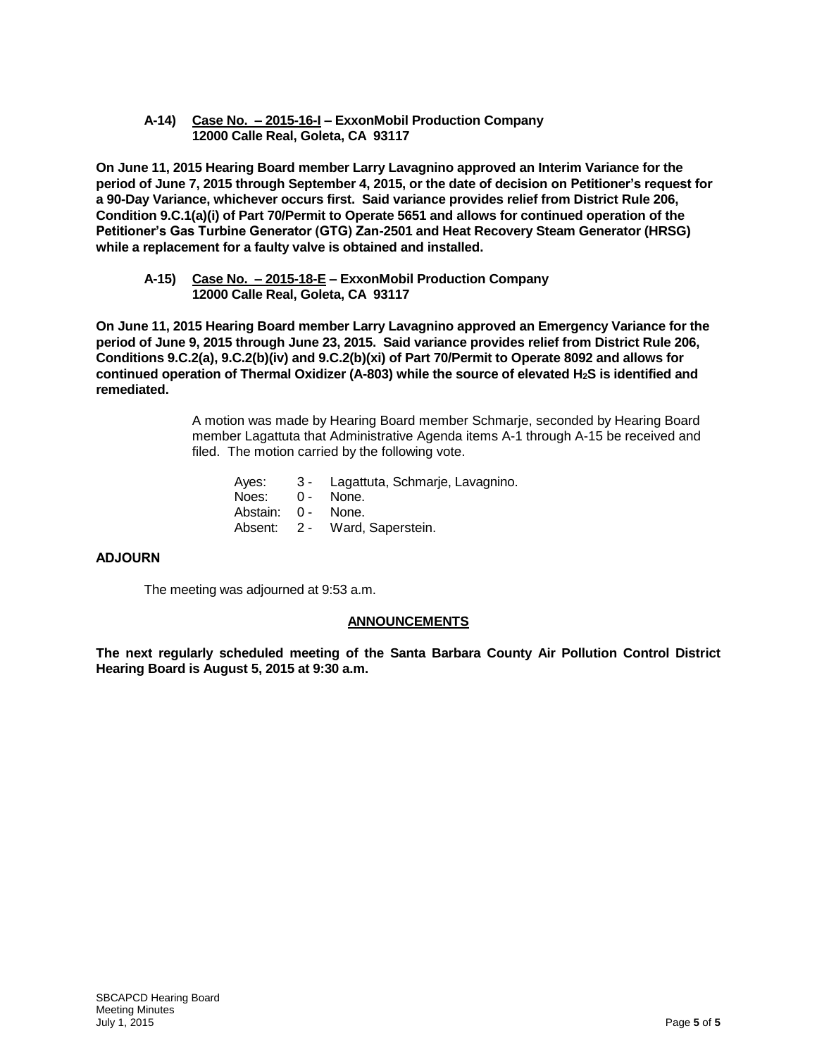**A-14) Case No. – 2015-16-I – ExxonMobil Production Company**
**12000 Calle Real, Goleta, CA 93117**

**On June 11, 2015 Hearing Board member Larry Lavagnino approved an Interim Variance for the period of June 7, 2015 through September 4, 2015, or the date of decision on Petitioner's request for a 90-Day Variance, whichever occurs first. Said variance provides relief from District Rule 206, Condition 9.C.1(a)(i) of Part 70/Permit to Operate 5651 and allows for continued operation of the Petitioner's Gas Turbine Generator (GTG) Zan-2501 and Heat Recovery Steam Generator (HRSG) while a replacement for a faulty valve is obtained and installed.**

**A-15) Case No. – 2015-18-E – ExxonMobil Production Company**
**12000 Calle Real, Goleta, CA 93117**

**On June 11, 2015 Hearing Board member Larry Lavagnino approved an Emergency Variance for the period of June 9, 2015 through June 23, 2015. Said variance provides relief from District Rule 206, Conditions 9.C.2(a), 9.C.2(b)(iv) and 9.C.2(b)(xi) of Part 70/Permit to Operate 8092 and allows for continued operation of Thermal Oxidizer (A-803) while the source of elevated $H_2S$ is identified and remediated.**

A motion was made by Hearing Board member Schmarje, seconded by Hearing Board member Lagattuta that Administrative Agenda items A-1 through A-15 be received and filed. The motion carried by the following vote.

| | | |
|---|---|---|
| Ayes: | 3 - | Lagattuta, Schmarje, Lavagnino. |
| Noes: | 0 - | None. |
| Abstain: | 0 - | None. |
| Absent: | 2 - | Ward, Saperstein. |

**ADJOURN**

The meeting was adjourned at 9:53 a.m.

**ANNOUNCEMENTS**

**The next regularly scheduled meeting of the Santa Barbara County Air Pollution Control District Hearing Board is August 5, 2015 at 9:30 a.m.**